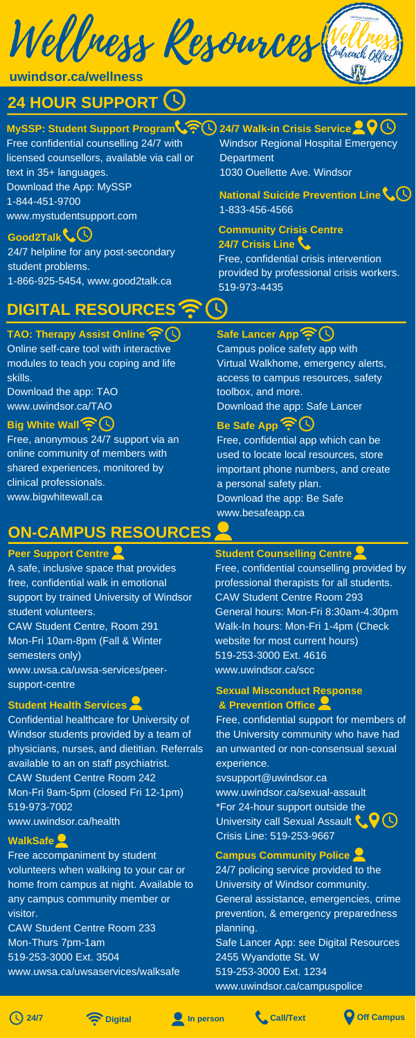# Wellness Resources

**uwindsor.ca/wellness**

## 24 HOUR SUPPORT

### MySSP: Student Support Program

Free confidential counselling 24/7 with licensed counsellors, available via call or text in 35+ languages.
Download the App: MySSP
1-844-451-9700
www.mystudentsupport.com

### Good2Talk

24/7 helpline for any post-secondary student problems.
1-866-925-5454, www.good2talk.ca

### 24/7 Walk-in Crisis Service

Windsor Regional Hospital Emergency Department
1030 Ouellette Ave. Windsor

### National Suicide Prevention Line

1-833-456-4566

### Community Crisis Centre 24/7 Crisis Line

Free, confidential crisis intervention provided by professional crisis workers.
519-973-4435

## DIGITAL RESOURCES

### TAO: Therapy Assist Online

Online self-care tool with interactive modules to teach you coping and life skills.
Download the app: TAO
www.uwindsor.ca/TAO

### Big White Wall

Free, anonymous 24/7 support via an online community of members with shared experiences, monitored by clinical professionals.
www.bigwhitewall.ca

### Safe Lancer App

Campus police safety app with Virtual Walkhome, emergency alerts, access to campus resources, safety toolbox, and more.
Download the app: Safe Lancer

### Be Safe App

Free, confidential app which can be used to locate local resources, store important phone numbers, and create a personal safety plan.
Download the app: Be Safe
www.besafeapp.ca

## ON-CAMPUS RESOURCES

### Peer Support Centre

A safe, inclusive space that provides free, confidential walk in emotional support by trained University of Windsor student volunteers.
CAW Student Centre, Room 291
Mon-Fri 10am-8pm (Fall & Winter semesters only)
www.uwsa.ca/uwsa-services/peer-support-centre

### Student Health Services

Confidential healthcare for University of Windsor students provided by a team of physicians, nurses, and dietitian. Referrals available to an on staff psychiatrist.
CAW Student Centre Room 242
Mon-Fri 9am-5pm (closed Fri 12-1pm)
519-973-7002
www.uwindsor.ca/health

### WalkSafe

Free accompaniment by student volunteers when walking to your car or home from campus at night. Available to any campus community member or visitor.
CAW Student Centre Room 233
Mon-Thurs 7pm-1am
519-253-3000 Ext. 3504
www.uwsa.ca/uwsaservices/walksafe

### Student Counselling Centre

Free, confidential counselling provided by professional therapists for all students.
CAW Student Centre Room 293
General hours: Mon-Fri 8:30am-4:30pm
Walk-In hours: Mon-Fri 1-4pm (Check website for most current hours)
519-253-3000 Ext. 4616
www.uwindsor.ca/scc

### Sexual Misconduct Response & Prevention Office

Free, confidential support for members of the University community who have had an unwanted or non-consensual sexual experience.
svsupport@uwindsor.ca
www.uwindsor.ca/sexual-assault
*For 24-hour support outside the University call Sexual Assault Crisis Line: 519-253-9667

### Campus Community Police

24/7 policing service provided to the University of Windsor community.
General assistance, emergencies, crime prevention, & emergency preparedness planning.
Safe Lancer App: see Digital Resources
2455 Wyandotte St. W
519-253-3000 Ext. 1234
www.uwindsor.ca/campuspolice

24/7 | Digital | In person | Call/Text | Off Campus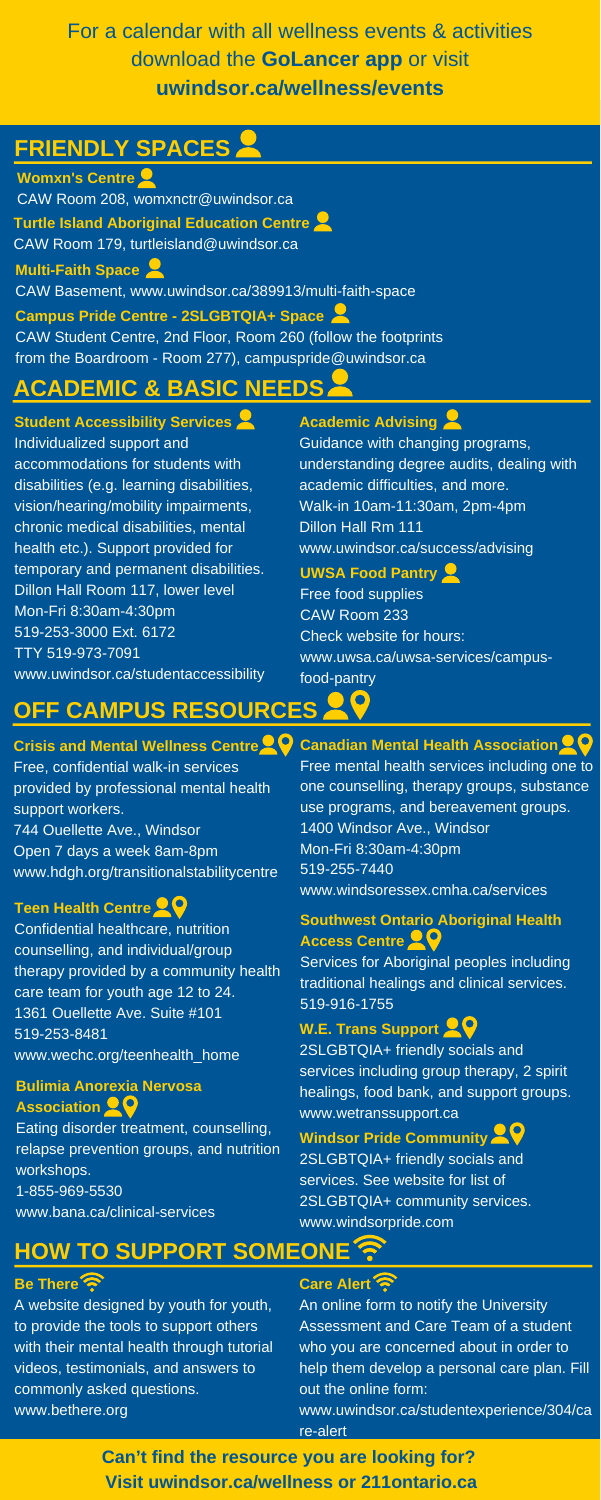For a calendar with all wellness events & activities download the **GoLancer app** or visit **uwindsor.ca/wellness/events**

## FRIENDLY SPACES

**Womxn's Centre**
CAW Room 208, womxnctr@uwindsor.ca

**Turtle Island Aboriginal Education Centre**
CAW Room 179, turtleisland@uwindsor.ca

**Multi-Faith Space**
CAW Basement, www.uwindsor.ca/389913/multi-faith-space

**Campus Pride Centre - 2SLGBTQIA+ Space**
CAW Student Centre, 2nd Floor, Room 260 (follow the footprints from the Boardroom - Room 277), campuspride@uwindsor.ca

## ACADEMIC & BASIC NEEDS

**Student Accessibility Services**
Individualized support and accommodations for students with disabilities (e.g. learning disabilities, vision/hearing/mobility impairments, chronic medical disabilities, mental health etc.). Support provided for temporary and permanent disabilities.
Dillon Hall Room 117, lower level
Mon-Fri 8:30am-4:30pm
519-253-3000 Ext. 6172
TTY 519-973-7091
www.uwindsor.ca/studentaccessibility

**Academic Advising**
Guidance with changing programs, understanding degree audits, dealing with academic difficulties, and more.
Walk-in 10am-11:30am, 2pm-4pm
Dillon Hall Rm 111
www.uwindsor.ca/success/advising

**UWSA Food Pantry**
Free food supplies
CAW Room 233
Check website for hours:
www.uwsa.ca/uwsa-services/campus-food-pantry

## OFF CAMPUS RESOURCES

**Crisis and Mental Wellness Centre**
Free, confidential walk-in services provided by professional mental health support workers.
744 Ouellette Ave., Windsor
Open 7 days a week 8am-8pm
www.hdgh.org/transitionalstabilitycentre

**Teen Health Centre**
Confidential healthcare, nutrition counselling, and individual/group therapy provided by a community health care team for youth age 12 to 24.
1361 Ouellette Ave. Suite #101
519-253-8481
www.wechc.org/teenhealth_home

**Bulimia Anorexia Nervosa Association**
Eating disorder treatment, counselling, relapse prevention groups, and nutrition workshops.
1-855-969-5530
www.bana.ca/clinical-services

**Canadian Mental Health Association**
Free mental health services including one to one counselling, therapy groups, substance use programs, and bereavement groups.
1400 Windsor Ave., Windsor
Mon-Fri 8:30am-4:30pm
519-255-7440
www.windsoressex.cmha.ca/services

**Southwest Ontario Aboriginal Health Access Centre**
Services for Aboriginal peoples including traditional healings and clinical services.
519-916-1755

**W.E. Trans Support**
2SLGBTQIA+ friendly socials and services including group therapy, 2 spirit healings, food bank, and support groups.
www.wetranssupport.ca

**Windsor Pride Community**
2SLGBTQIA+ friendly socials and services. See website for list of 2SLGBTQIA+ community services.
www.windsorpride.com

## HOW TO SUPPORT SOMEONE

**Be There**
A website designed by youth for youth, to provide the tools to support others with their mental health through tutorial videos, testimonials, and answers to commonly asked questions.
www.bethere.org

**Care Alert**
An online form to notify the University Assessment and Care Team of a student who you are concerned about in order to help them develop a personal care plan. Fill out the online form:
www.uwindsor.ca/studentexperience/304/care-alert

**Can't find the resource you are looking for? Visit uwindsor.ca/wellness or 211ontario.ca**